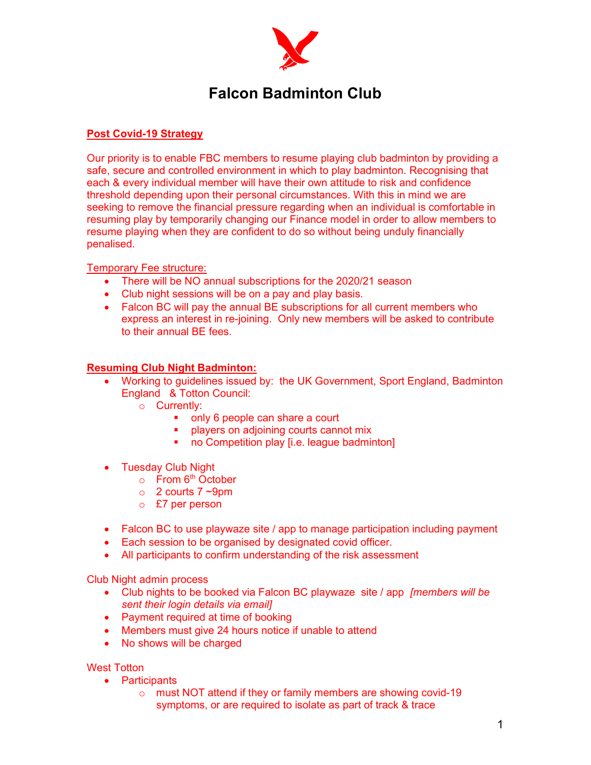# Falcon Badminton Club

**Post Covid-19 Strategy**

Our priority is to enable FBC members to resume playing club badminton by providing a safe, secure and controlled environment in which to play badminton. Recognising that each & every individual member will have their own attitude to risk and confidence threshold depending upon their personal circumstances. With this in mind we are seeking to remove the financial pressure regarding when an individual is comfortable in resuming play by temporarily changing our Finance model in order to allow members to resume playing when they are confident to do so without being unduly financially penalised.

Temporary Fee structure:

- There will be NO annual subscriptions for the 2020/21 season
- Club night sessions will be on a pay and play basis.
- Falcon BC will pay the annual BE subscriptions for all current members who express an interest in re-joining. Only new members will be asked to contribute to their annual BE fees.

**Resuming Club Night Badminton:**

- Working to guidelines issued by: the UK Government, Sport England, Badminton England & Totton Council:
  - Currently:
    - only 6 people can share a court
    - players on adjoining courts cannot mix
    - no Competition play [i.e. league badminton]

- Tuesday Club Night
  - From 6th October
  - 2 courts 7 ~9pm
  - £7 per person

- Falcon BC to use playwaze site / app to manage participation including payment
- Each session to be organised by designated covid officer.
- All participants to confirm understanding of the risk assessment

Club Night admin process

- Club nights to be booked via Falcon BC playwaze site / app *[members will be sent their login details via email]*
- Payment required at time of booking
- Members must give 24 hours notice if unable to attend
- No shows will be charged

West Totton

- Participants
  - must NOT attend if they or family members are showing covid-19 symptoms, or are required to isolate as part of track & trace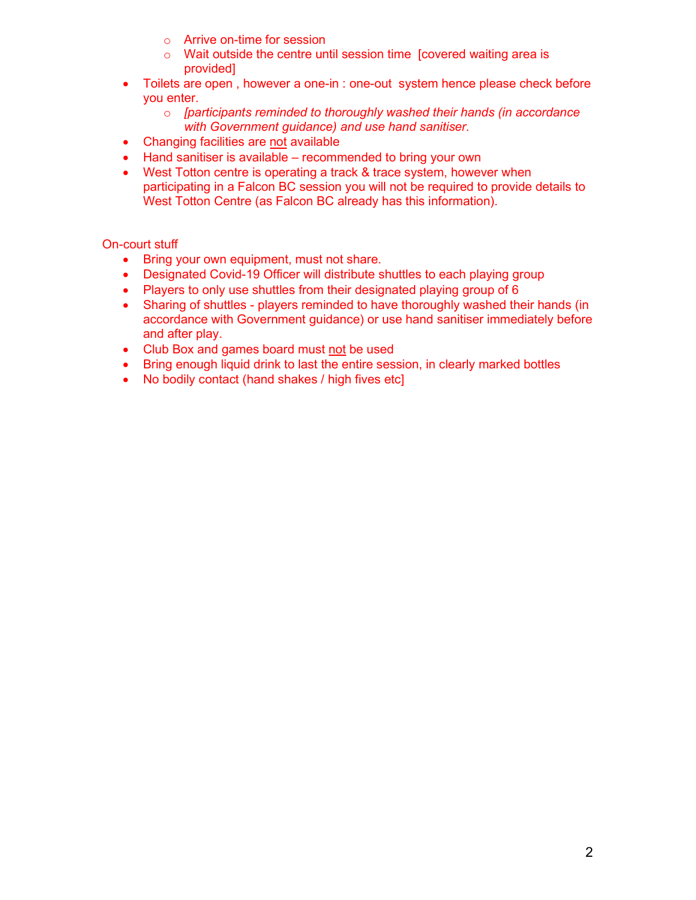- Arrive on-time for session
    - Wait outside the centre until session time  [covered waiting area is provided]
- Toilets are open , however a one-in : one-out  system hence please check before you enter.
    - *[participants reminded to thoroughly washed their hands (in accordance with Government guidance) and use hand sanitiser.*
- Changing facilities are <u>not</u> available
- Hand sanitiser is available – recommended to bring your own
- West Totton centre is operating a track & trace system, however when participating in a Falcon BC session you will not be required to provide details to West Totton Centre (as Falcon BC already has this information).

On-court stuff

- Bring your own equipment, must not share.
- Designated Covid-19 Officer will distribute shuttles to each playing group
- Players to only use shuttles from their designated playing group of 6
- Sharing of shuttles - players reminded to have thoroughly washed their hands (in accordance with Government guidance) or use hand sanitiser immediately before and after play.
- Club Box and games board must <u>not</u> be used
- Bring enough liquid drink to last the entire session, in clearly marked bottles
- No bodily contact (hand shakes / high fives etc]